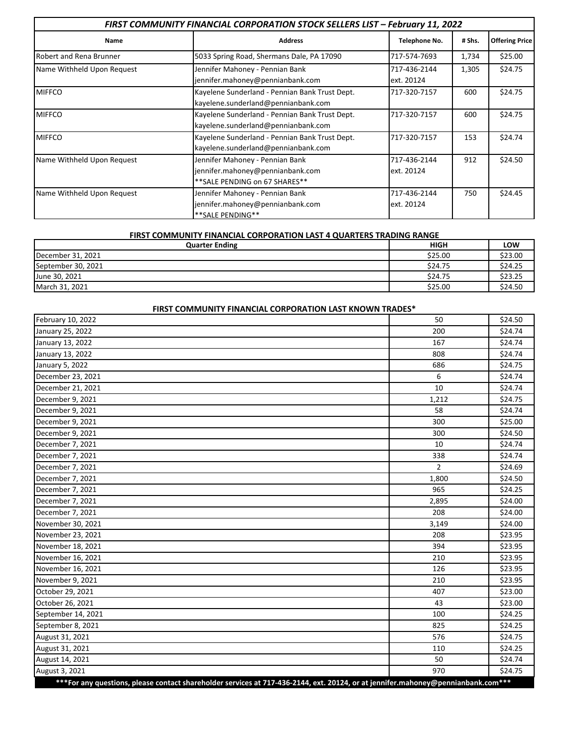## *FIRST COMMUNITY FINANCIAL CORPORATION STOCK SELLERS LIST – February 11, 2022*

| Name | Address | Telephone No. | # Shs. | Offering Price |
|---|---|---|---|---|
| Robert and Rena Brunner | 5033 Spring Road, Shermans Dale, PA 17090 | 717-574-7693 | 1,734 | $25.00 |
| Name Withheld Upon Request | Jennifer Mahoney - Pennian Bank<br>jennifer.mahoney@pennianbank.com | 717-436-2144<br>ext. 20124 | 1,305 | $24.75 |
| MIFFCO | Kayelene Sunderland - Pennian Bank Trust Dept.<br>kayelene.sunderland@pennianbank.com | 717-320-7157 | 600 | $24.75 |
| MIFFCO | Kayelene Sunderland - Pennian Bank Trust Dept.<br>kayelene.sunderland@pennianbank.com | 717-320-7157 | 600 | $24.75 |
| MIFFCO | Kayelene Sunderland - Pennian Bank Trust Dept.<br>kayelene.sunderland@pennianbank.com | 717-320-7157 | 153 | $24.74 |
| Name Withheld Upon Request | Jennifer Mahoney - Pennian Bank<br>jennifer.mahoney@pennianbank.com<br>**SALE PENDING on 67 SHARES** | 717-436-2144<br>ext. 20124 | 912 | $24.50 |
| Name Withheld Upon Request | Jennifer Mahoney - Pennian Bank<br>jennifer.mahoney@pennianbank.com<br>**SALE PENDING** | 717-436-2144<br>ext. 20124 | 750 | $24.45 |

## FIRST COMMUNITY FINANCIAL CORPORATION LAST 4 QUARTERS TRADING RANGE

| Quarter Ending | HIGH | LOW |
|---|---|---|
| December 31, 2021 | $25.00 | $23.00 |
| September 30, 2021 | $24.75 | $24.25 |
| June 30, 2021 | $24.75 | $23.25 |
| March 31, 2021 | $25.00 | $24.50 |

## FIRST COMMUNITY FINANCIAL CORPORATION LAST KNOWN TRADES*

| | | |
|---|---|---|
| February 10, 2022 | 50 | $24.50 |
| January 25, 2022 | 200 | $24.74 |
| January 13, 2022 | 167 | $24.74 |
| January 13, 2022 | 808 | $24.74 |
| January 5, 2022 | 686 | $24.75 |
| December 23, 2021 | 6 | $24.74 |
| December 21, 2021 | 10 | $24.74 |
| December 9, 2021 | 1,212 | $24.75 |
| December 9, 2021 | 58 | $24.74 |
| December 9, 2021 | 300 | $25.00 |
| December 9, 2021 | 300 | $24.50 |
| December 7, 2021 | 10 | $24.74 |
| December 7, 2021 | 338 | $24.74 |
| December 7, 2021 | 2 | $24.69 |
| December 7, 2021 | 1,800 | $24.50 |
| December 7, 2021 | 965 | $24.25 |
| December 7, 2021 | 2,895 | $24.00 |
| December 7, 2021 | 208 | $24.00 |
| November 30, 2021 | 3,149 | $24.00 |
| November 23, 2021 | 208 | $23.95 |
| November 18, 2021 | 394 | $23.95 |
| November 16, 2021 | 210 | $23.95 |
| November 16, 2021 | 126 | $23.95 |
| November 9, 2021 | 210 | $23.95 |
| October 29, 2021 | 407 | $23.00 |
| October 26, 2021 | 43 | $23.00 |
| September 14, 2021 | 100 | $24.25 |
| September 8, 2021 | 825 | $24.25 |
| August 31, 2021 | 576 | $24.75 |
| August 31, 2021 | 110 | $24.25 |
| August 14, 2021 | 50 | $24.74 |
| August 3, 2021 | 970 | $24.75 |

**\*\*\*For any questions, please contact shareholder services at 717-436-2144, ext. 20124, or at jennifer.mahoney@pennianbank.com\*\*\***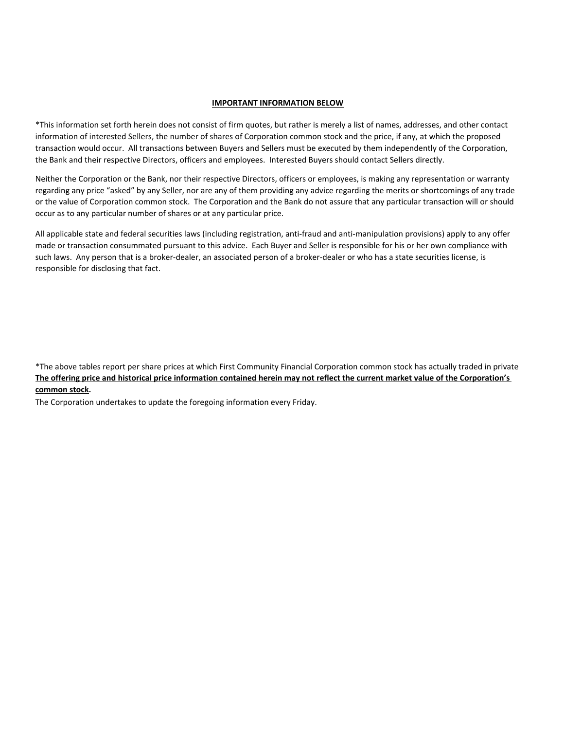**IMPORTANT INFORMATION BELOW**

*This information set forth herein does not consist of firm quotes, but rather is merely a list of names, addresses, and other contact information of interested Sellers, the number of shares of Corporation common stock and the price, if any, at which the proposed transaction would occur. All transactions between Buyers and Sellers must be executed by them independently of the Corporation, the Bank and their respective Directors, officers and employees. Interested Buyers should contact Sellers directly.

Neither the Corporation or the Bank, nor their respective Directors, officers or employees, is making any representation or warranty regarding any price "asked" by any Seller, nor are any of them providing any advice regarding the merits or shortcomings of any trade or the value of Corporation common stock. The Corporation and the Bank do not assure that any particular transaction will or should occur as to any particular number of shares or at any particular price.

All applicable state and federal securities laws (including registration, anti-fraud and anti-manipulation provisions) apply to any offer made or transaction consummated pursuant to this advice. Each Buyer and Seller is responsible for his or her own compliance with such laws. Any person that is a broker-dealer, an associated person of a broker-dealer or who has a state securities license, is responsible for disclosing that fact.

*The above tables report per share prices at which First Community Financial Corporation common stock has actually traded in private **The offering price and historical price information contained herein may not reflect the current market value of the Corporation's common stock.**

The Corporation undertakes to update the foregoing information every Friday.